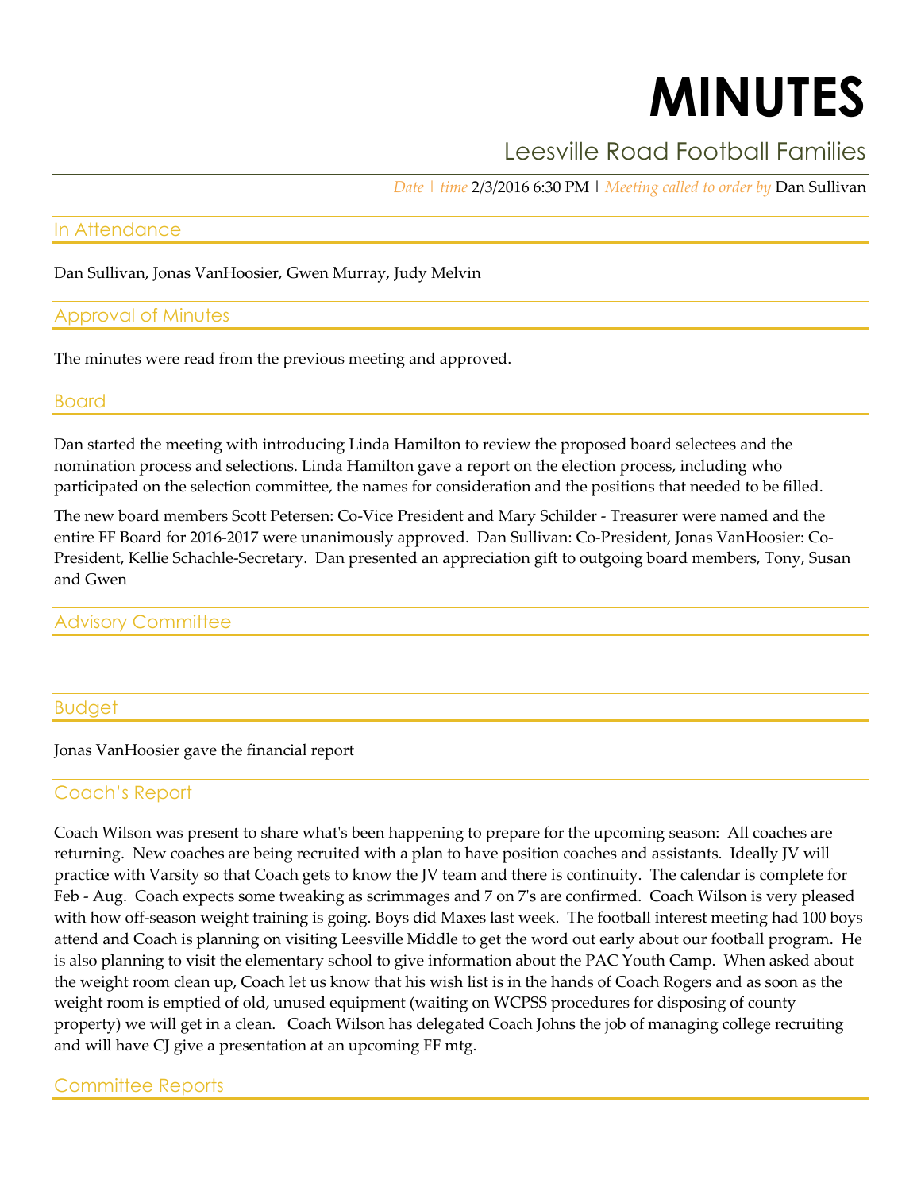# MINUTES

## Leesville Road Football Families

*Date | time* 2/3/2016 6:30 PM | *Meeting called to order by* Dan Sullivan

### In Attendance

Dan Sullivan, Jonas VanHoosier, Gwen Murray, Judy Melvin

### Approval of Minutes

The minutes were read from the previous meeting and approved.

### Board

Dan started the meeting with introducing Linda Hamilton to review the proposed board selectees and the nomination process and selections. Linda Hamilton gave a report on the election process, including who participated on the selection committee, the names for consideration and the positions that needed to be filled.

The new board members Scott Petersen: Co-Vice President and Mary Schilder - Treasurer were named and the entire FF Board for 2016-2017 were unanimously approved. Dan Sullivan: Co-President, Jonas VanHoosier: Co-President, Kellie Schachle-Secretary. Dan presented an appreciation gift to outgoing board members, Tony, Susan and Gwen

### Advisory Committee

### Budget

Jonas VanHoosier gave the financial report

### Coach's Report

Coach Wilson was present to share what's been happening to prepare for the upcoming season: All coaches are returning. New coaches are being recruited with a plan to have position coaches and assistants. Ideally JV will practice with Varsity so that Coach gets to know the JV team and there is continuity. The calendar is complete for Feb - Aug. Coach expects some tweaking as scrimmages and 7 on 7's are confirmed. Coach Wilson is very pleased with how off-season weight training is going. Boys did Maxes last week. The football interest meeting had 100 boys attend and Coach is planning on visiting Leesville Middle to get the word out early about our football program. He is also planning to visit the elementary school to give information about the PAC Youth Camp. When asked about the weight room clean up, Coach let us know that his wish list is in the hands of Coach Rogers and as soon as the weight room is emptied of old, unused equipment (waiting on WCPSS procedures for disposing of county property) we will get in a clean. Coach Wilson has delegated Coach Johns the job of managing college recruiting and will have CJ give a presentation at an upcoming FF mtg.

### Committee Reports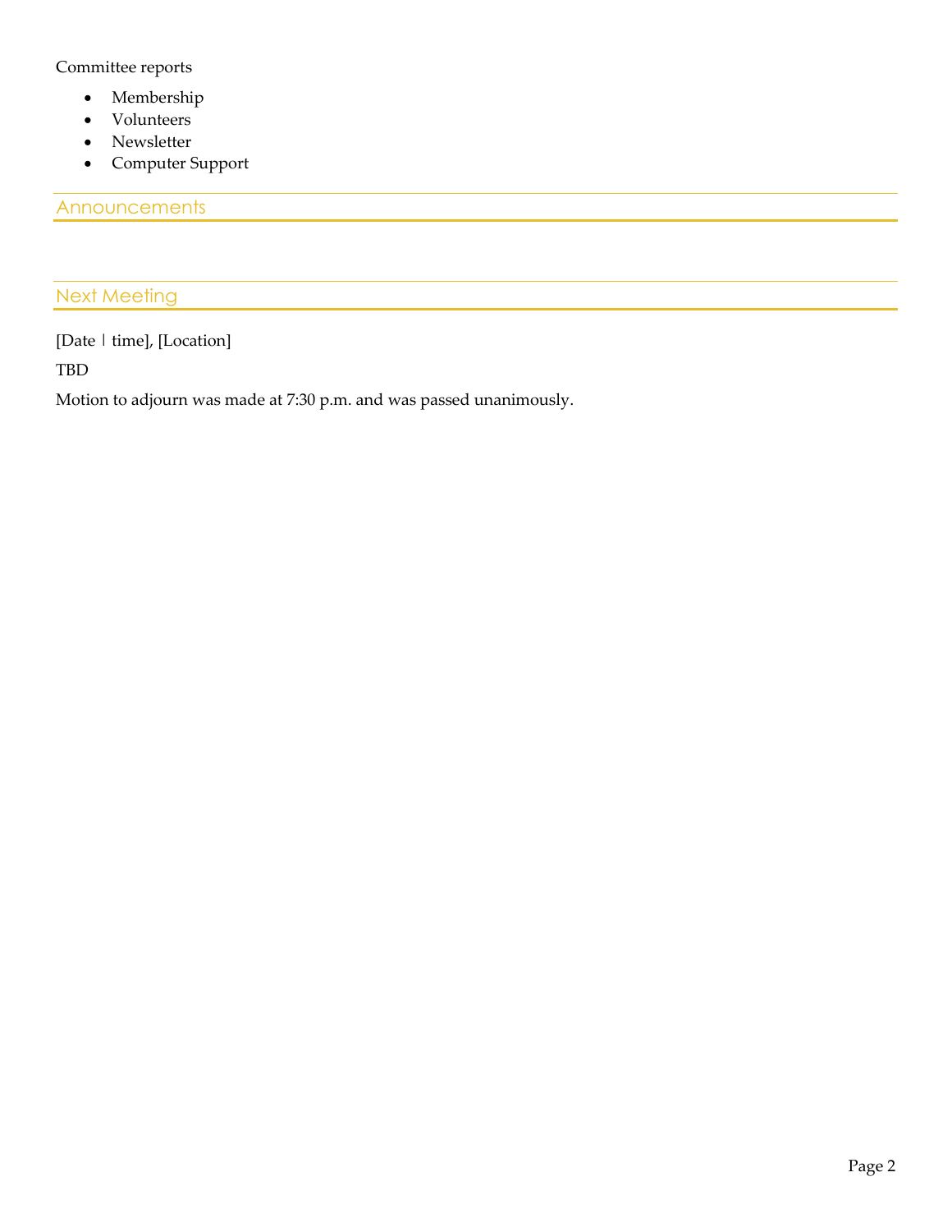Committee reports

- Membership
- Volunteers
- Newsletter
- Computer Support

## Announcements

## Next Meeting

[Date | time], [Location]

TBD

Motion to adjourn was made at 7:30 p.m. and was passed unanimously.